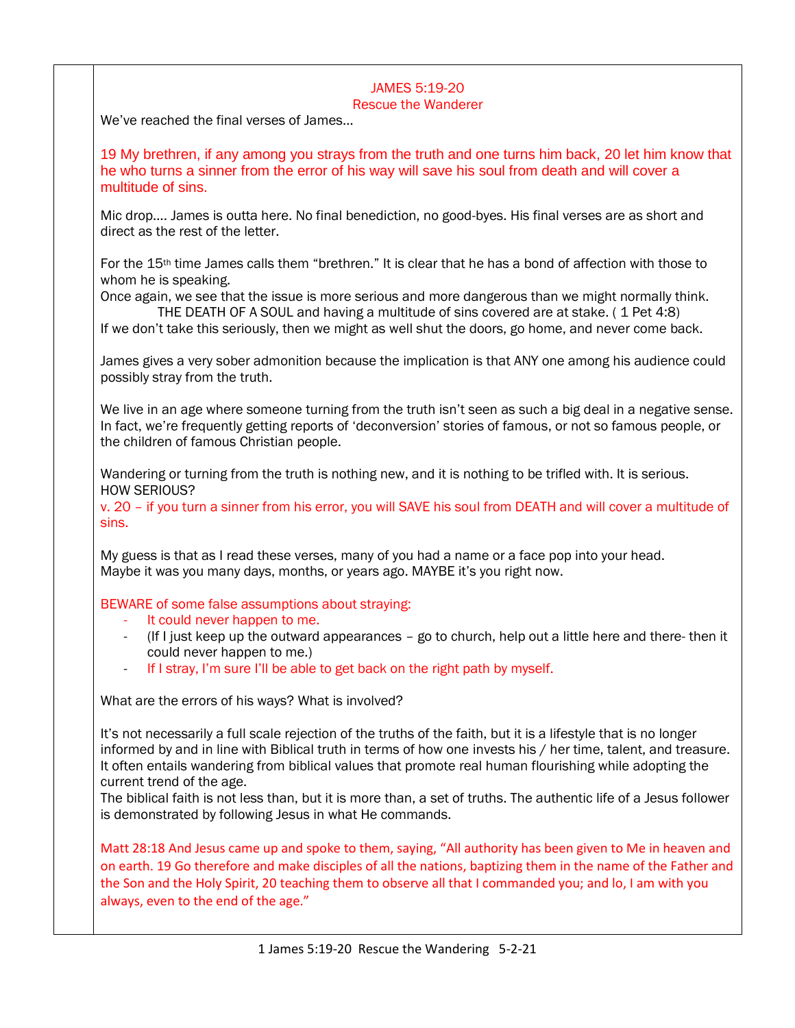# JAMES 5:19-20
## Rescue the Wanderer

We've reached the final verses of James…

19 My brethren, if any among you strays from the truth and one turns him back, 20 let him know that he who turns a sinner from the error of his way will save his soul from death and will cover a multitude of sins.

Mic drop…. James is outta here. No final benediction, no good-byes. His final verses are as short and direct as the rest of the letter.

For the 15th time James calls them "brethren." It is clear that he has a bond of affection with those to whom he is speaking.
Once again, we see that the issue is more serious and more dangerous than we might normally think.
THE DEATH OF A SOUL and having a multitude of sins covered are at stake. ( 1 Pet 4:8)
If we don't take this seriously, then we might as well shut the doors, go home, and never come back.

James gives a very sober admonition because the implication is that ANY one among his audience could possibly stray from the truth.

We live in an age where someone turning from the truth isn't seen as such a big deal in a negative sense. In fact, we're frequently getting reports of 'deconversion' stories of famous, or not so famous people, or the children of famous Christian people.

Wandering or turning from the truth is nothing new, and it is nothing to be trifled with. It is serious.
HOW SERIOUS?
v. 20 – if you turn a sinner from his error, you will SAVE his soul from DEATH and will cover a multitude of sins.

My guess is that as I read these verses, many of you had a name or a face pop into your head.
Maybe it was you many days, months, or years ago. MAYBE it's you right now.

BEWARE of some false assumptions about straying:

- It could never happen to me.
- (If I just keep up the outward appearances – go to church, help out a little here and there- then it could never happen to me.)
- If I stray, I'm sure I'll be able to get back on the right path by myself.

What are the errors of his ways? What is involved?

It's not necessarily a full scale rejection of the truths of the faith, but it is a lifestyle that is no longer informed by and in line with Biblical truth in terms of how one invests his / her time, talent, and treasure. It often entails wandering from biblical values that promote real human flourishing while adopting the current trend of the age.
The biblical faith is not less than, but it is more than, a set of truths. The authentic life of a Jesus follower is demonstrated by following Jesus in what He commands.

Matt 28:18 And Jesus came up and spoke to them, saying, "All authority has been given to Me in heaven and on earth. 19 Go therefore and make disciples of all the nations, baptizing them in the name of the Father and the Son and the Holy Spirit, 20 teaching them to observe all that I commanded you; and lo, I am with you always, even to the end of the age."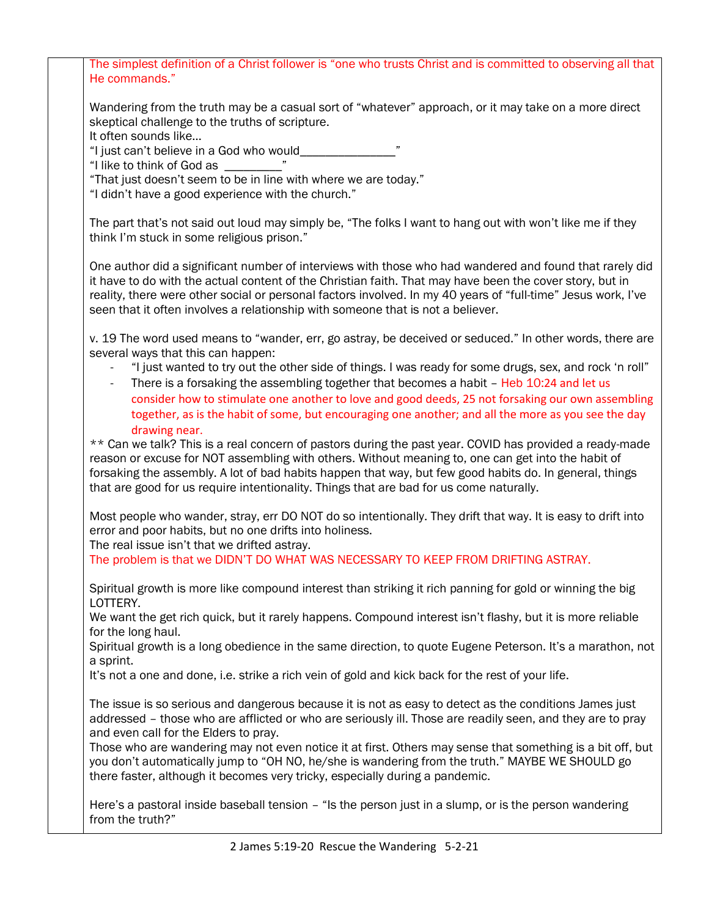The simplest definition of a Christ follower is "one who trusts Christ and is committed to observing all that He commands."

Wandering from the truth may be a casual sort of "whatever" approach, or it may take on a more direct skeptical challenge to the truths of scripture.
It often sounds like…
"I just can't believe in a God who would_______________"
"I like to think of God as _________"
"That just doesn't seem to be in line with where we are today."
"I didn't have a good experience with the church."

The part that's not said out loud may simply be, "The folks I want to hang out with won't like me if they think I'm stuck in some religious prison."

One author did a significant number of interviews with those who had wandered and found that rarely did it have to do with the actual content of the Christian faith. That may have been the cover story, but in reality, there were other social or personal factors involved. In my 40 years of "full-time" Jesus work, I've seen that it often involves a relationship with someone that is not a believer.

v. 19 The word used means to "wander, err, go astray, be deceived or seduced." In other words, there are several ways that this can happen:

- "I just wanted to try out the other side of things. I was ready for some drugs, sex, and rock 'n roll"
- There is a forsaking the assembling together that becomes a habit – Heb 10:24 and let us consider how to stimulate one another to love and good deeds, 25 not forsaking our own assembling together, as is the habit of some, but encouraging one another; and all the more as you see the day drawing near.

** Can we talk? This is a real concern of pastors during the past year. COVID has provided a ready-made reason or excuse for NOT assembling with others. Without meaning to, one can get into the habit of forsaking the assembly. A lot of bad habits happen that way, but few good habits do. In general, things that are good for us require intentionality. Things that are bad for us come naturally.

Most people who wander, stray, err DO NOT do so intentionally. They drift that way. It is easy to drift into error and poor habits, but no one drifts into holiness.
The real issue isn't that we drifted astray.
The problem is that we DIDN'T DO WHAT WAS NECESSARY TO KEEP FROM DRIFTING ASTRAY.

Spiritual growth is more like compound interest than striking it rich panning for gold or winning the big LOTTERY.
We want the get rich quick, but it rarely happens. Compound interest isn't flashy, but it is more reliable for the long haul.
Spiritual growth is a long obedience in the same direction, to quote Eugene Peterson. It's a marathon, not a sprint.
It's not a one and done, i.e. strike a rich vein of gold and kick back for the rest of your life.

The issue is so serious and dangerous because it is not as easy to detect as the conditions James just addressed – those who are afflicted or who are seriously ill. Those are readily seen, and they are to pray and even call for the Elders to pray.
Those who are wandering may not even notice it at first. Others may sense that something is a bit off, but you don't automatically jump to "OH NO, he/she is wandering from the truth." MAYBE WE SHOULD go there faster, although it becomes very tricky, especially during a pandemic.

Here's a pastoral inside baseball tension – "Is the person just in a slump, or is the person wandering from the truth?"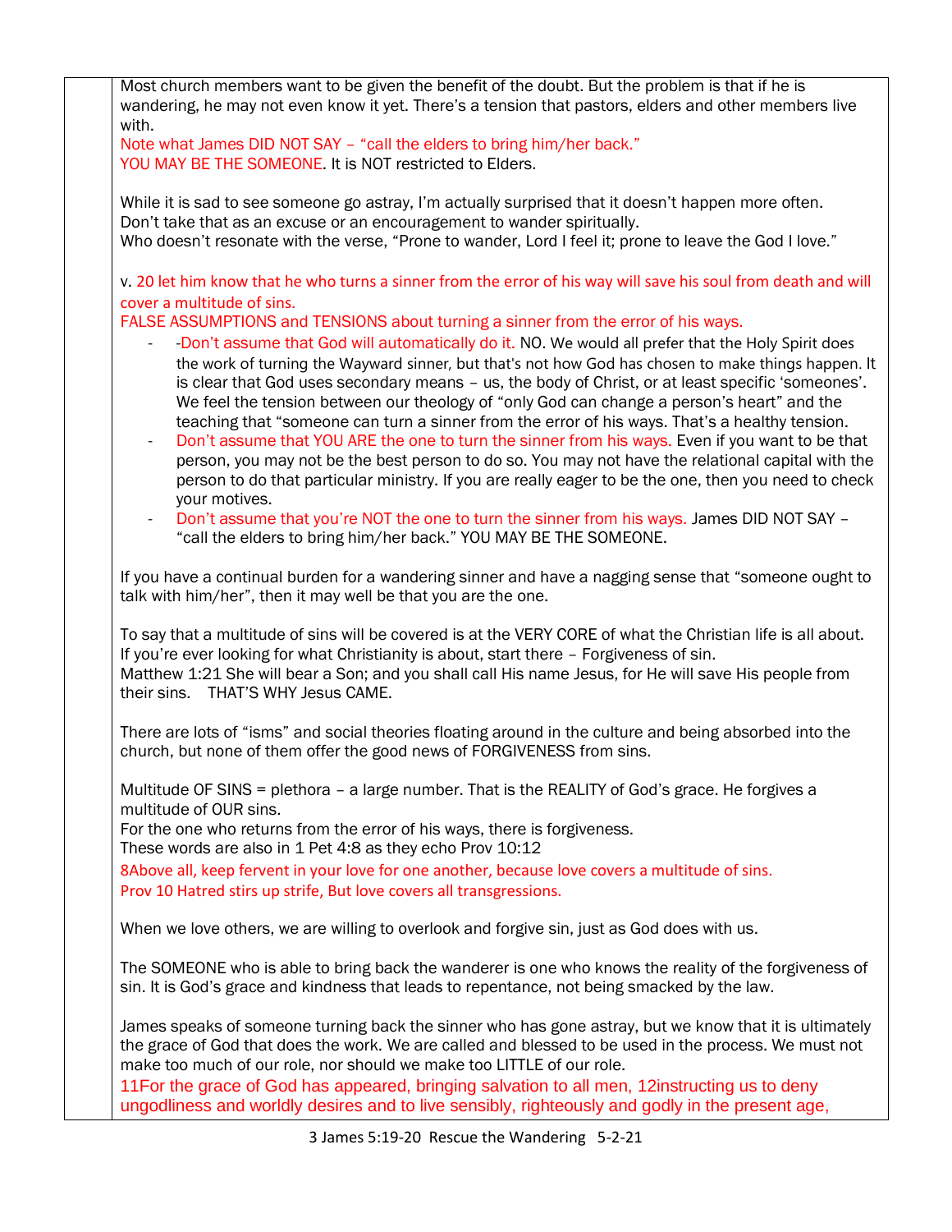Most church members want to be given the benefit of the doubt. But the problem is that if he is wandering, he may not even know it yet. There's a tension that pastors, elders and other members live with.

Note what James DID NOT SAY – "call the elders to bring him/her back."

YOU MAY BE THE SOMEONE. It is NOT restricted to Elders.

While it is sad to see someone go astray, I'm actually surprised that it doesn't happen more often. Don't take that as an excuse or an encouragement to wander spiritually.

Who doesn't resonate with the verse, "Prone to wander, Lord I feel it; prone to leave the God I love."

v. 20 let him know that he who turns a sinner from the error of his way will save his soul from death and will cover a multitude of sins.

FALSE ASSUMPTIONS and TENSIONS about turning a sinner from the error of his ways.

- -Don't assume that God will automatically do it. NO. We would all prefer that the Holy Spirit does the work of turning the Wayward sinner, but that's not how God has chosen to make things happen. It is clear that God uses secondary means – us, the body of Christ, or at least specific 'someones'. We feel the tension between our theology of "only God can change a person's heart" and the teaching that "someone can turn a sinner from the error of his ways. That's a healthy tension.
- Don't assume that YOU ARE the one to turn the sinner from his ways. Even if you want to be that person, you may not be the best person to do so. You may not have the relational capital with the person to do that particular ministry. If you are really eager to be the one, then you need to check your motives.
- Don't assume that you're NOT the one to turn the sinner from his ways. James DID NOT SAY – "call the elders to bring him/her back." YOU MAY BE THE SOMEONE.

If you have a continual burden for a wandering sinner and have a nagging sense that "someone ought to talk with him/her", then it may well be that you are the one.

To say that a multitude of sins will be covered is at the VERY CORE of what the Christian life is all about. If you're ever looking for what Christianity is about, start there – Forgiveness of sin.

Matthew 1:21 She will bear a Son; and you shall call His name Jesus, for He will save His people from their sins. THAT'S WHY Jesus CAME.

There are lots of "isms" and social theories floating around in the culture and being absorbed into the church, but none of them offer the good news of FORGIVENESS from sins.

Multitude OF SINS = plethora – a large number. That is the REALITY of God's grace. He forgives a multitude of OUR sins.

For the one who returns from the error of his ways, there is forgiveness.

These words are also in 1 Pet 4:8 as they echo Prov 10:12

8Above all, keep fervent in your love for one another, because love covers a multitude of sins.

Prov 10 Hatred stirs up strife, But love covers all transgressions.

When we love others, we are willing to overlook and forgive sin, just as God does with us.

The SOMEONE who is able to bring back the wanderer is one who knows the reality of the forgiveness of sin. It is God's grace and kindness that leads to repentance, not being smacked by the law.

James speaks of someone turning back the sinner who has gone astray, but we know that it is ultimately the grace of God that does the work. We are called and blessed to be used in the process. We must not make too much of our role, nor should we make too LITTLE of our role.

11For the grace of God has appeared, bringing salvation to all men, 12instructing us to deny ungodliness and worldly desires and to live sensibly, righteously and godly in the present age,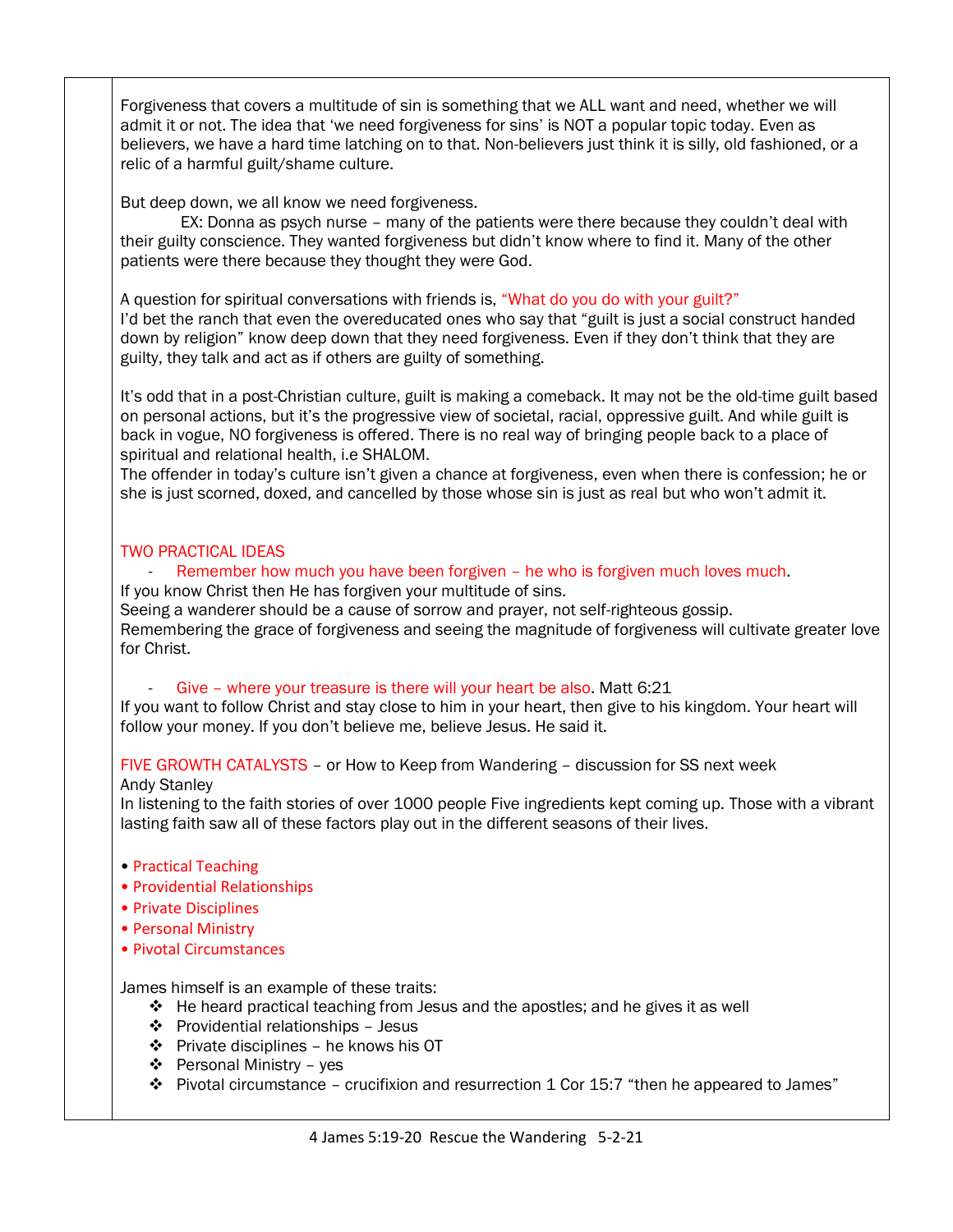Forgiveness that covers a multitude of sin is something that we ALL want and need, whether we will admit it or not. The idea that 'we need forgiveness for sins' is NOT a popular topic today. Even as believers, we have a hard time latching on to that. Non-believers just think it is silly, old fashioned, or a relic of a harmful guilt/shame culture.

But deep down, we all know we need forgiveness.

EX: Donna as psych nurse – many of the patients were there because they couldn't deal with their guilty conscience. They wanted forgiveness but didn't know where to find it. Many of the other patients were there because they thought they were God.

A question for spiritual conversations with friends is, "What do you do with your guilt?"
I'd bet the ranch that even the overeducated ones who say that "guilt is just a social construct handed down by religion" know deep down that they need forgiveness. Even if they don't think that they are guilty, they talk and act as if others are guilty of something.

It's odd that in a post-Christian culture, guilt is making a comeback. It may not be the old-time guilt based on personal actions, but it's the progressive view of societal, racial, oppressive guilt. And while guilt is back in vogue, NO forgiveness is offered. There is no real way of bringing people back to a place of spiritual and relational health, i.e SHALOM.
The offender in today's culture isn't given a chance at forgiveness, even when there is confession; he or she is just scorned, doxed, and cancelled by those whose sin is just as real but who won't admit it.

TWO PRACTICAL IDEAS

- Remember how much you have been forgiven – he who is forgiven much loves much.

If you know Christ then He has forgiven your multitude of sins.
Seeing a wanderer should be a cause of sorrow and prayer, not self-righteous gossip.
Remembering the grace of forgiveness and seeing the magnitude of forgiveness will cultivate greater love for Christ.

- Give – where your treasure is there will your heart be also. Matt 6:21

If you want to follow Christ and stay close to him in your heart, then give to his kingdom. Your heart will follow your money. If you don't believe me, believe Jesus. He said it.

FIVE GROWTH CATALYSTS – or How to Keep from Wandering – discussion for SS next week
Andy Stanley
In listening to the faith stories of over 1000 people Five ingredients kept coming up. Those with a vibrant lasting faith saw all of these factors play out in the different seasons of their lives.

- Practical Teaching
- Providential Relationships
- Private Disciplines
- Personal Ministry
- Pivotal Circumstances

James himself is an example of these traits:

- He heard practical teaching from Jesus and the apostles; and he gives it as well
- Providential relationships – Jesus
- Private disciplines – he knows his OT
- Personal Ministry – yes
- Pivotal circumstance – crucifixion and resurrection 1 Cor 15:7 "then he appeared to James"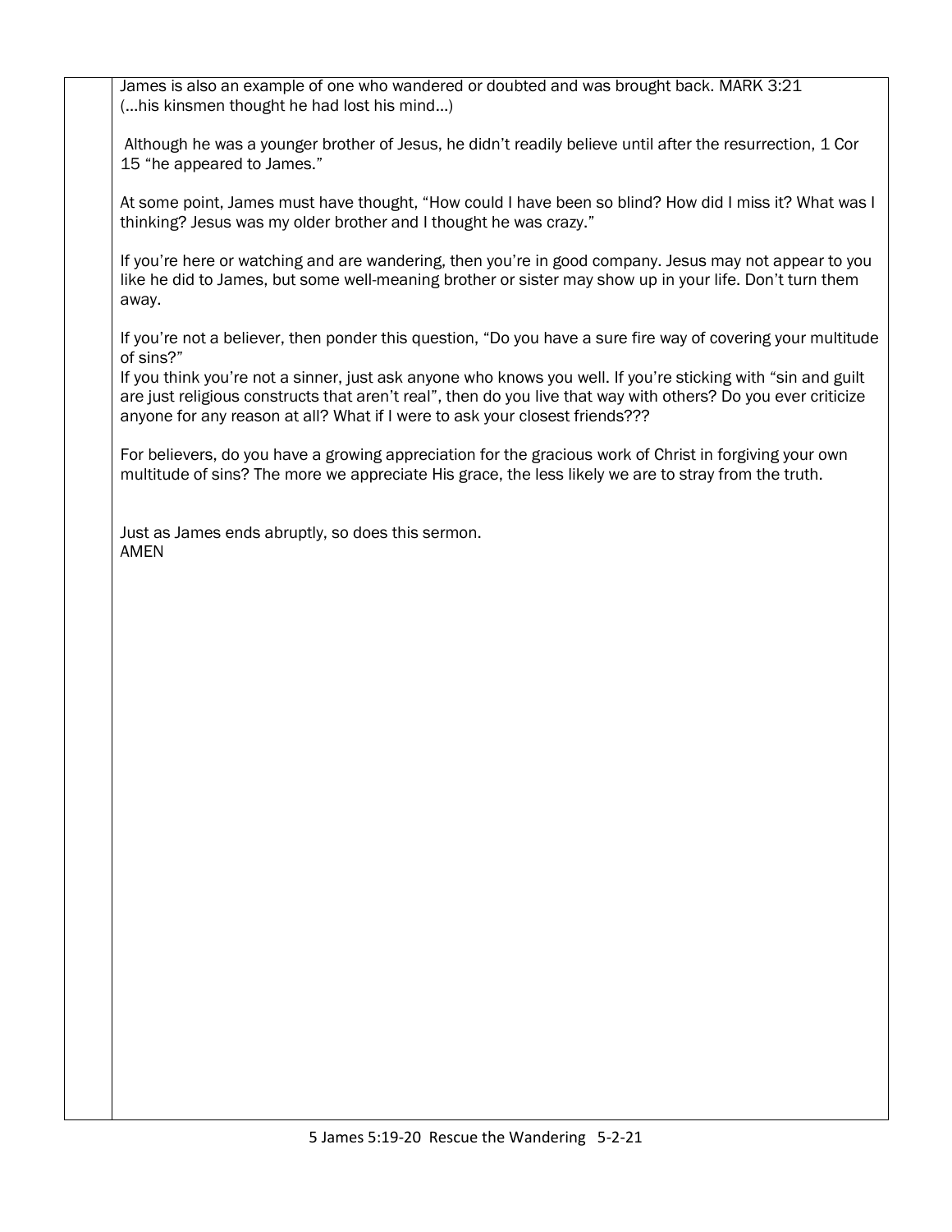James is also an example of one who wandered or doubted and was brought back. MARK 3:21 (…his kinsmen thought he had lost his mind…)

Although he was a younger brother of Jesus, he didn't readily believe until after the resurrection, 1 Cor 15 "he appeared to James."

At some point, James must have thought, "How could I have been so blind? How did I miss it? What was I thinking? Jesus was my older brother and I thought he was crazy."

If you're here or watching and are wandering, then you're in good company. Jesus may not appear to you like he did to James, but some well-meaning brother or sister may show up in your life. Don't turn them away.

If you're not a believer, then ponder this question, "Do you have a sure fire way of covering your multitude of sins?"
If you think you're not a sinner, just ask anyone who knows you well. If you're sticking with "sin and guilt are just religious constructs that aren't real", then do you live that way with others? Do you ever criticize anyone for any reason at all? What if I were to ask your closest friends???

For believers, do you have a growing appreciation for the gracious work of Christ in forgiving your own multitude of sins? The more we appreciate His grace, the less likely we are to stray from the truth.

Just as James ends abruptly, so does this sermon.
AMEN